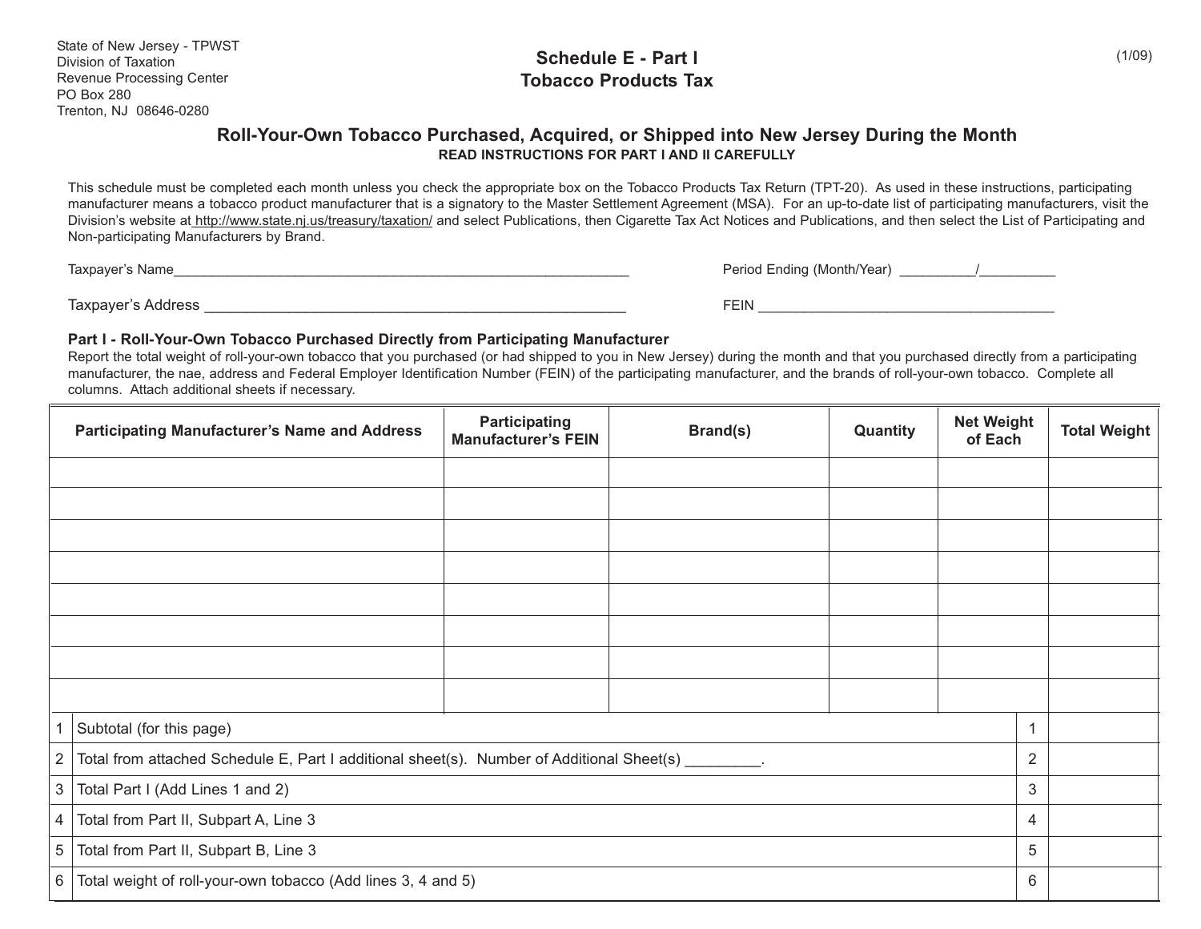State of New Jersey - TPWST
Division of Taxation
Revenue Processing Center
PO Box 280
Trenton, NJ 08646-0280

# Schedule E - Part I
# Tobacco Products Tax

(1/09)

## Roll-Your-Own Tobacco Purchased, Acquired, or Shipped into New Jersey During the Month

**READ INSTRUCTIONS FOR PART I AND II CAREFULLY**

This schedule must be completed each month unless you check the appropriate box on the Tobacco Products Tax Return (TPT-20). As used in these instructions, participating manufacturer means a tobacco product manufacturer that is a signatory to the Master Settlement Agreement (MSA). For an up-to-date list of participating manufacturers, visit the Division's website at http://www.state.nj.us/treasury/taxation/ and select Publications, then Cigarette Tax Act Notices and Publications, and then select the List of Participating and Non-participating Manufacturers by Brand.

Taxpayer's Name_______________________________________________

Period Ending (Month/Year) _________/_________

Taxpayer's Address ____________________________________________

FEIN ____________________________________

### Part I - Roll-Your-Own Tobacco Purchased Directly from Participating Manufacturer

Report the total weight of roll-your-own tobacco that you purchased (or had shipped to you in New Jersey) during the month and that you purchased directly from a participating manufacturer, the nae, address and Federal Employer Identification Number (FEIN) of the participating manufacturer, and the brands of roll-your-own tobacco. Complete all columns. Attach additional sheets if necessary.

| Participating Manufacturer's Name and Address | Participating Manufacturer's FEIN | Brand(s) | Quantity | Net Weight of Each | Total Weight |
|---|---|---|---|---|---|
| | | | | | |
| | | | | | |
| | | | | | |
| | | | | | |
| | | | | | |
| | | | | | |
| | | | | | |
| | | | | | |

| | | | |
|---|---|---|---|
| 1 | Subtotal (for this page) | 1 | |
| 2 | Total from attached Schedule E, Part I additional sheet(s). Number of Additional Sheet(s) _________. | 2 | |
| 3 | Total Part I (Add Lines 1 and 2) | 3 | |
| 4 | Total from Part II, Subpart A, Line 3 | 4 | |
| 5 | Total from Part II, Subpart B, Line 3 | 5 | |
| 6 | Total weight of roll-your-own tobacco (Add lines 3, 4 and 5) | 6 | |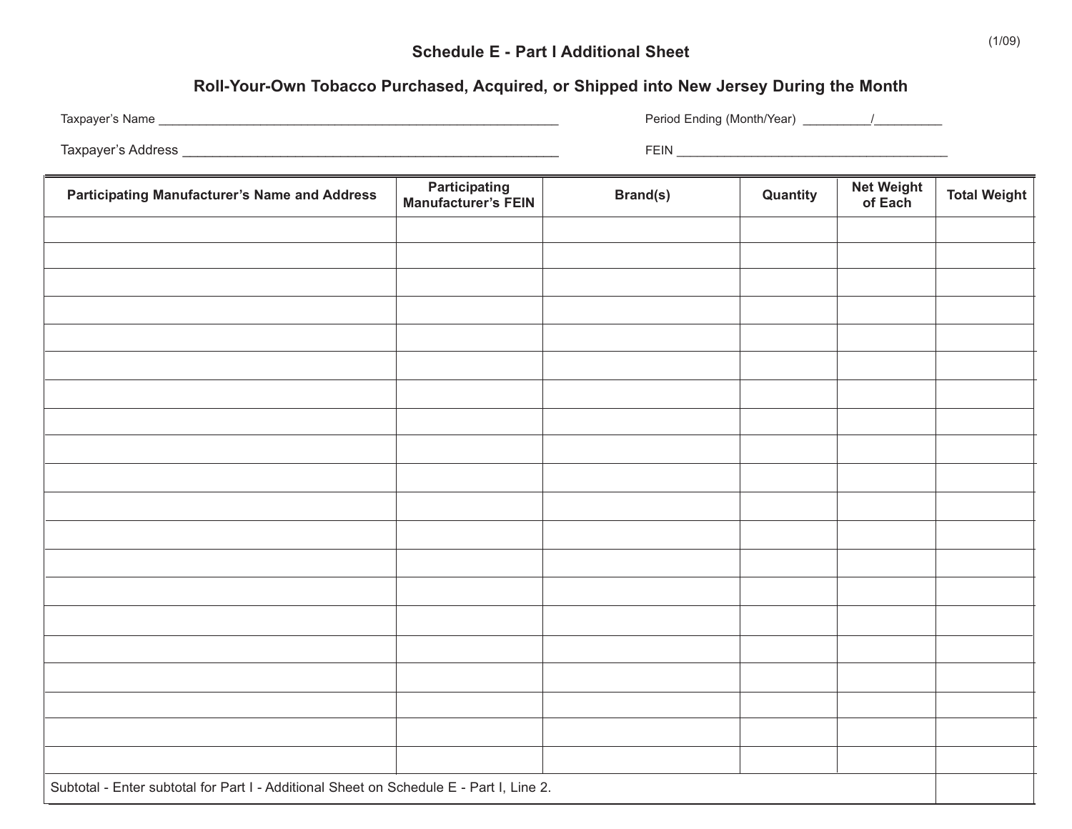(1/09)

## Schedule E - Part I Additional Sheet

## Roll-Your-Own Tobacco Purchased, Acquired, or Shipped into New Jersey During the Month

Taxpayer's Name ____________________________________________________________ Period Ending (Month/Year) _________/_________

Taxpayer's Address _____________________________________________________ FEIN ______________________________________

| Participating Manufacturer's Name and Address | Participating Manufacturer's FEIN | Brand(s) | Quantity | Net Weight of Each | Total Weight |
|---|---|---|---|---|---|
| | | | | | |
| | | | | | |
| | | | | | |
| | | | | | |
| | | | | | |
| | | | | | |
| | | | | | |
| | | | | | |
| | | | | | |
| | | | | | |
| | | | | | |
| | | | | | |
| | | | | | |
| | | | | | |
| | | | | | |
| | | | | | |
| | | | | | |
| | | | | | |
| | | | | | |
| | | | | | |
| Subtotal - Enter subtotal for Part I - Additional Sheet on Schedule E - Part I, Line 2. | | | | | |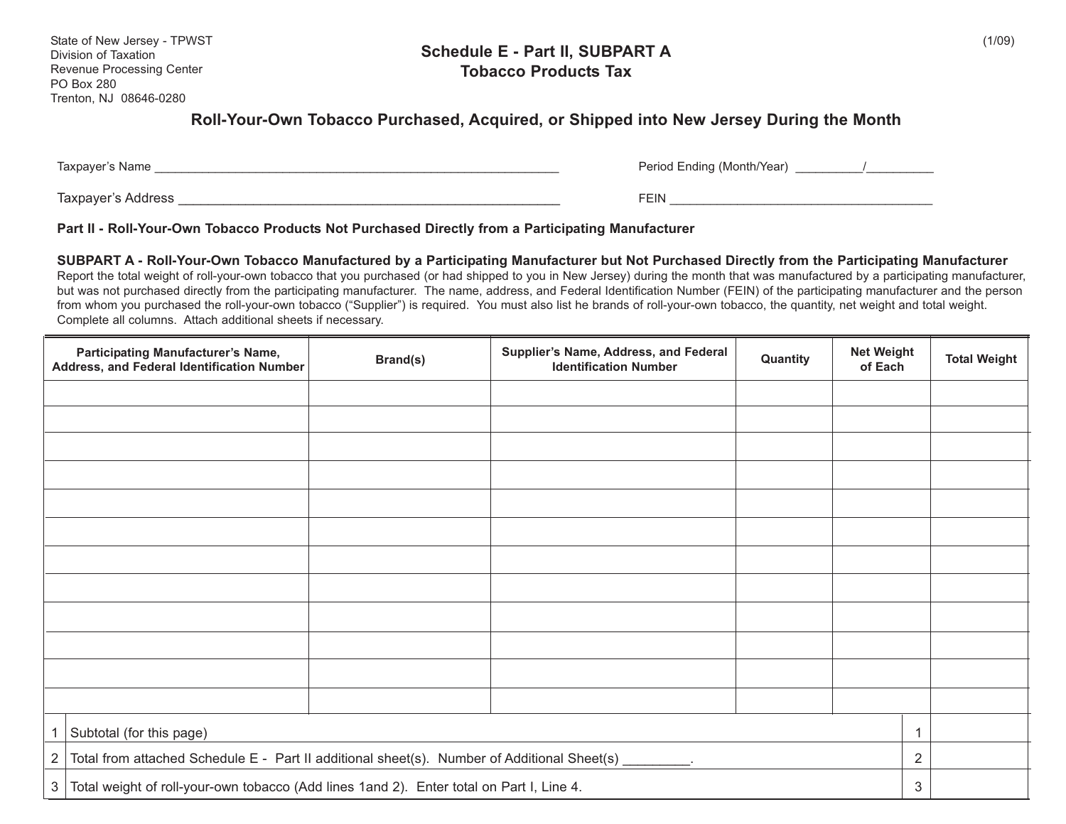State of New Jersey - TPWST
Division of Taxation
Revenue Processing Center
PO Box 280
Trenton, NJ 08646-0280

(1/09)

# Schedule E - Part II, SUBPART A
# Tobacco Products Tax

## Roll-Your-Own Tobacco Purchased, Acquired, or Shipped into New Jersey During the Month

Taxpayer's Name ____________________________________________________________

Period Ending (Month/Year) __________/__________

Taxpayer's Address ______________________________________________________

FEIN ______________________________________

**Part II - Roll-Your-Own Tobacco Products Not Purchased Directly from a Participating Manufacturer**

**SUBPART A - Roll-Your-Own Tobacco Manufactured by a Participating Manufacturer but Not Purchased Directly from the Participating Manufacturer**
Report the total weight of roll-your-own tobacco that you purchased (or had shipped to you in New Jersey) during the month that was manufactured by a participating manufacturer, but was not purchased directly from the participating manufacturer. The name, address, and Federal Identification Number (FEIN) of the participating manufacturer and the person from whom you purchased the roll-your-own tobacco ("Supplier") is required. You must also list he brands of roll-your-own tobacco, the quantity, net weight and total weight. Complete all columns. Attach additional sheets if necessary.

| Participating Manufacturer's Name, Address, and Federal Identification Number | Brand(s) | Supplier's Name, Address, and Federal Identification Number | Quantity | Net Weight of Each | Total Weight |
|---|---|---|---|---|---|
| | | | | | |
| | | | | | |
| | | | | | |
| | | | | | |
| | | | | | |
| | | | | | |
| | | | | | |
| | | | | | |
| | | | | | |
| | | | | | |
| | | | | | |
| | | | | | |

| | | | |
|---|---|---|---|
| 1 | Subtotal (for this page) | 1 | |
| 2 | Total from attached Schedule E - Part II additional sheet(s). Number of Additional Sheet(s) _________. | 2 | |
| 3 | Total weight of roll-your-own tobacco (Add lines 1and 2). Enter total on Part I, Line 4. | 3 | |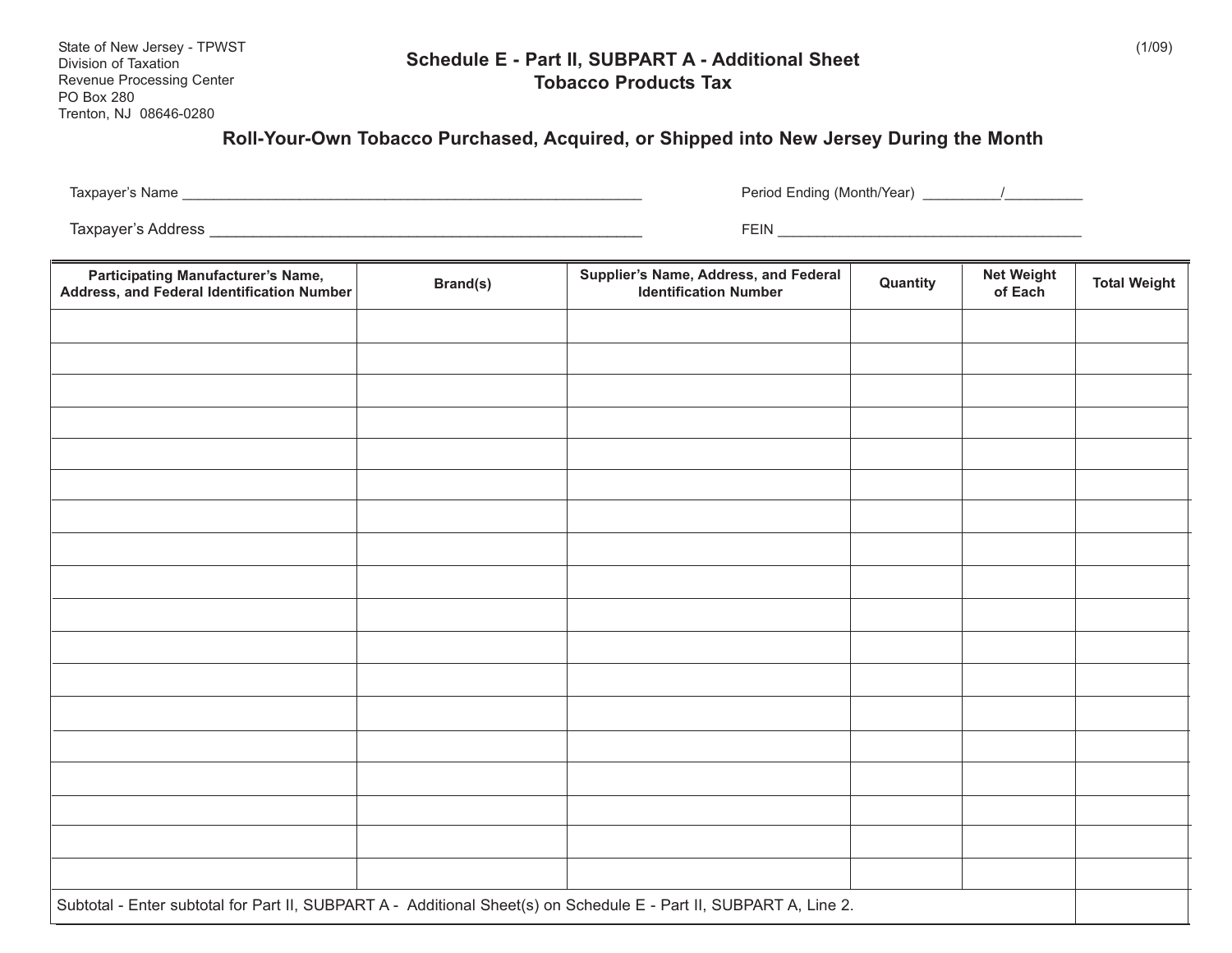State of New Jersey - TPWST
Division of Taxation
Revenue Processing Center
PO Box 280
Trenton, NJ 08646-0280

(1/09)

## Schedule E - Part II, SUBPART A - Additional Sheet
## Tobacco Products Tax

### Roll-Your-Own Tobacco Purchased, Acquired, or Shipped into New Jersey During the Month

Taxpayer's Name ____________________________________________________________ Period Ending (Month/Year) _________/_________

Taxpayer's Address ____________________________________________________ FEIN _____________________________________

| Participating Manufacturer's Name, Address, and Federal Identification Number | Brand(s) | Supplier's Name, Address, and Federal Identification Number | Quantity | Net Weight of Each | Total Weight |
|---|---|---|---|---|---|
| | | | | | |
| | | | | | |
| | | | | | |
| | | | | | |
| | | | | | |
| | | | | | |
| | | | | | |
| | | | | | |
| | | | | | |
| | | | | | |
| | | | | | |
| | | | | | |
| | | | | | |
| | | | | | |
| | | | | | |
| | | | | | |
| | | | | | |
| | | | | | |
| Subtotal - Enter subtotal for Part II, SUBPART A - Additional Sheet(s) on Schedule E - Part II, SUBPART A, Line 2. | | | | | |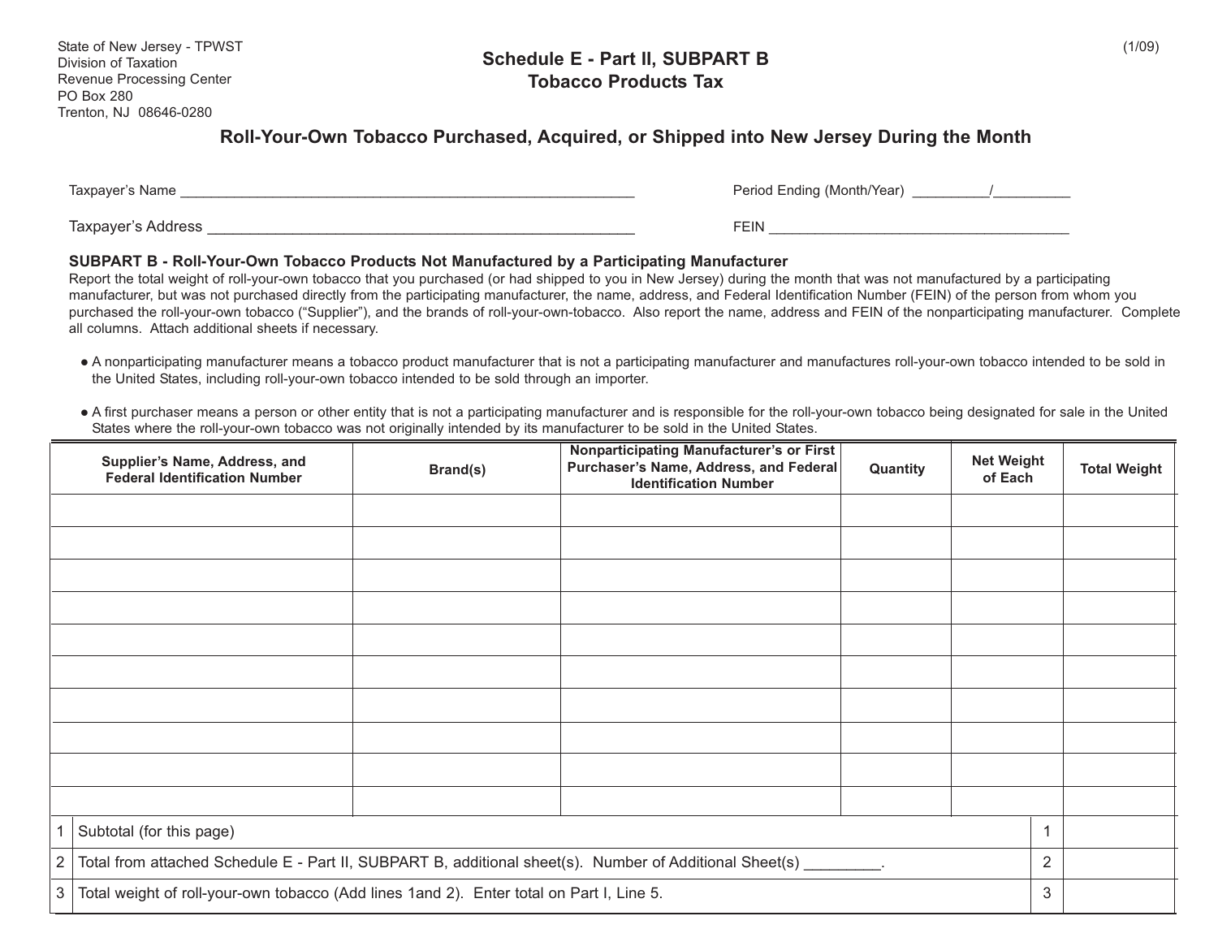State of New Jersey - TPWST
Division of Taxation
Revenue Processing Center
PO Box 280
Trenton, NJ 08646-0280

(1/09)

# Schedule E - Part II, SUBPART B
# Tobacco Products Tax

## Roll-Your-Own Tobacco Purchased, Acquired, or Shipped into New Jersey During the Month

Taxpayer's Name ____________________________________________________________

Period Ending (Month/Year) __________/__________

Taxpayer's Address ________________________________________________________

FEIN ______________________________________

**SUBPART B - Roll-Your-Own Tobacco Products Not Manufactured by a Participating Manufacturer**

Report the total weight of roll-your-own tobacco that you purchased (or had shipped to you in New Jersey) during the month that was not manufactured by a participating manufacturer, but was not purchased directly from the participating manufacturer, the name, address, and Federal Identification Number (FEIN) of the person from whom you purchased the roll-your-own tobacco ("Supplier"), and the brands of roll-your-own-tobacco. Also report the name, address and FEIN of the nonparticipating manufacturer. Complete all columns. Attach additional sheets if necessary.

- A nonparticipating manufacturer means a tobacco product manufacturer that is not a participating manufacturer and manufactures roll-your-own tobacco intended to be sold in the United States, including roll-your-own tobacco intended to be sold through an importer.
- A first purchaser means a person or other entity that is not a participating manufacturer and is responsible for the roll-your-own tobacco being designated for sale in the United States where the roll-your-own tobacco was not originally intended by its manufacturer to be sold in the United States.

| Supplier's Name, Address, and Federal Identification Number | Brand(s) | Nonparticipating Manufacturer's or First Purchaser's Name, Address, and Federal Identification Number | Quantity | Net Weight of Each | Total Weight |
|---|---|---|---|---|---|
| | | | | | |
| | | | | | |
| | | | | | |
| | | | | | |
| | | | | | |
| | | | | | |
| | | | | | |
| | | | | | |
| | | | | | |
| | | | | | |

| | | | |
|---|---|---|---|
| 1 | Subtotal (for this page) | 1 | |
| 2 | Total from attached Schedule E - Part II, SUBPART B, additional sheet(s). Number of Additional Sheet(s) _________. | 2 | |
| 3 | Total weight of roll-your-own tobacco (Add lines 1and 2). Enter total on Part I, Line 5. | 3 | |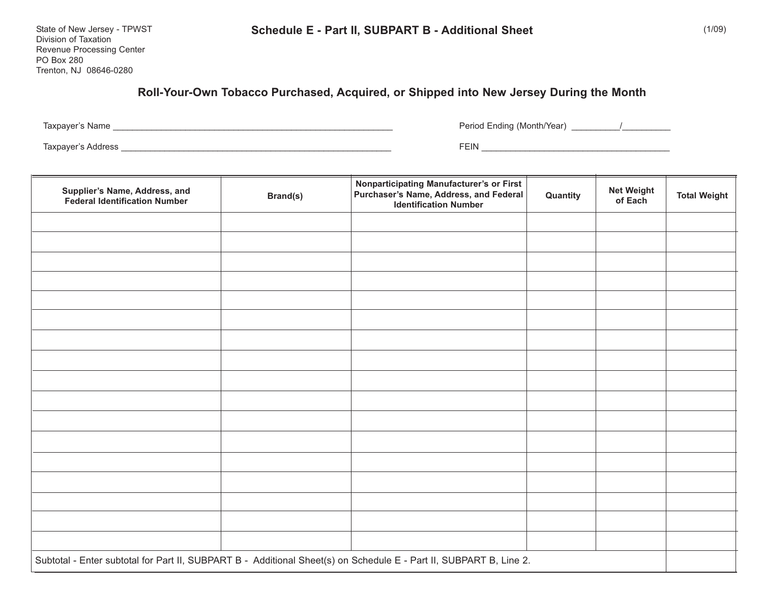State of New Jersey - TPWST
Division of Taxation
Revenue Processing Center
PO Box 280
Trenton, NJ 08646-0280

## Schedule E - Part II, SUBPART B - Additional Sheet

(1/09)

### Roll-Your-Own Tobacco Purchased, Acquired, or Shipped into New Jersey During the Month

Taxpayer's Name ___________________________________________________________

Period Ending (Month/Year) _________/_________

Taxpayer's Address _________________________________________________________

FEIN ______________________________________

| Supplier's Name, Address, and Federal Identification Number | Brand(s) | Nonparticipating Manufacturer's or First Purchaser's Name, Address, and Federal Identification Number | Quantity | Net Weight of Each | Total Weight |
|---|---|---|---|---|---|
| | | | | | |
| | | | | | |
| | | | | | |
| | | | | | |
| | | | | | |
| | | | | | |
| | | | | | |
| | | | | | |
| | | | | | |
| | | | | | |
| | | | | | |
| | | | | | |
| | | | | | |
| | | | | | |
| | | | | | |
| | | | | | |
| | | | | | |
| Subtotal - Enter subtotal for Part II, SUBPART B - Additional Sheet(s) on Schedule E - Part II, SUBPART B, Line 2. | | | | | |